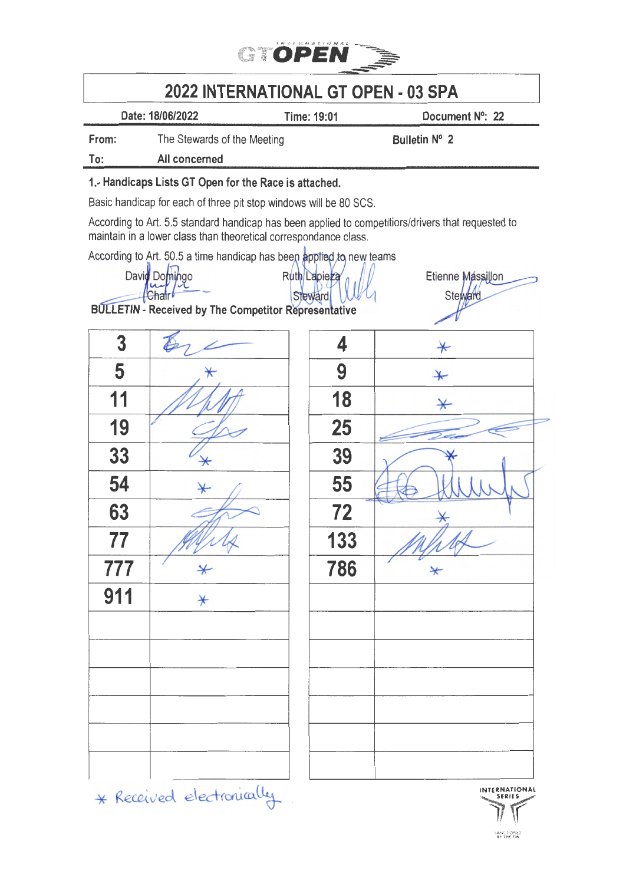# 2022 INTERNATIONAL GT OPEN - 03 SPA

| Date: 18/06/2022 | Time: 19:01 | Document Nº: 22 |
|---|---|---|

**From:** The Stewards of the Meeting — **Bulletin Nº 2**

**To:** All concerned

**1.- Handicaps Lists GT Open for the Race is attached.**

Basic handicap for each of three pit stop windows will be 80 SCS.

According to Art. 5.5 standard handicap has been applied to competitiors/drivers that requested to maintain in a lower class than theoretical correspondance class.

According to Art. 50.5 a time handicap has been applied to new teams

| David Domingo | Ruth Lapieza | Etienne Massillon |
|---|---|---|
| Chair | Steward | Steward |

**BULLETIN - Received by The Competitor Representative**

| No. | Signature | No. | Signature |
|---|---|---|---|
| 3 | (signature) | 4 | * |
| 5 | * | 9 | * |
| 11 | (signature) | 18 | * |
| 19 | (signature) | 25 | (signature) |
| 33 | * | 39 | * |
| 54 | * | 55 | (signature) |
| 63 | (signature) | 72 | * |
| 77 | (signature) | 133 | (signature) |
| 777 | * | 786 | * |
| 911 | * | | |
| | | | |
| | | | |
| | | | |
| | | | |
| | | | |
| | | | |

* Received electronically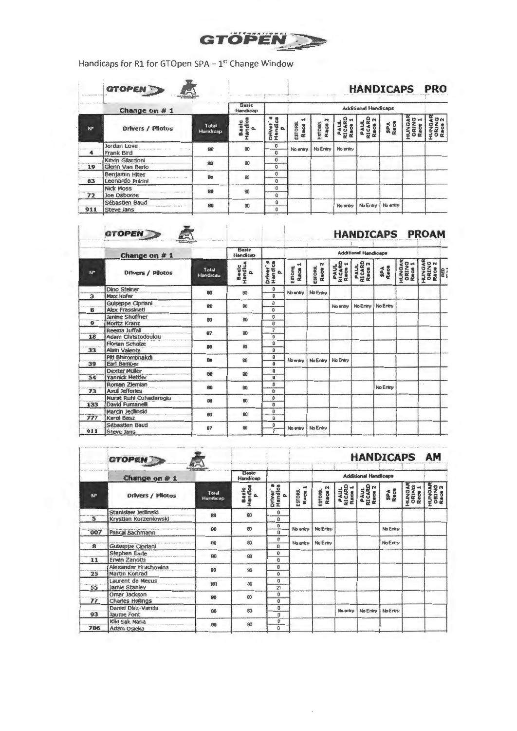GTOPEN

Handicaps for R1 for GTOpen SPA – 1st Change Window

## HANDICAPS PRO

Change on # 1

| Nº | Drivers / Pilotos | Total Handicap | Basic Handicap | Driver's Handicap | ESTORIL Race 1 | ESTORIL Race 2 | PAUL RICARD Race 1 | PAUL RICARD Race 2 | SPA Race | HUNGARORING Race 1 | HUNGARORING Race 2 |
|---|---|---|---|---|---|---|---|---|---|---|---|
| 4 | Jordan Love<br>Frank Bird | 80 | 80 | 0<br>0 | No entry | No Entry | No entry | | | | |
| 19 | Kevin Gilardoni<br>Glenn Van Berlo | 80 | 80 | 0<br>0 | | | | | | | |
| 63 | Benjamin Hites<br>Leonardo Pulcini | 80 | 80 | 0<br>0 | | | | | | | |
| 72 | Nick Moss<br>Joe Osborne | 80 | 80 | 0<br>0 | | | | | | | |
| 911 | Sébastien Baud<br>Steve Jans | 80 | 80 | 0<br>0 | | | No entry | No Entry | No entry | | |

## HANDICAPS PROAM

Change on # 1

| Nº | Drivers / Pilotos | Total Handicap | Basic Handicap | Driver's Handicap | ESTORIL Race 1 | ESTORIL Race 2 | PAUL RICARD Race 1 | PAUL RICARD Race 2 | SPA Race | HUNGARORING Race 1 | HUNGARORING Race 2 |
|---|---|---|---|---|---|---|---|---|---|---|---|
| 3 | Dino Steiner<br>Max Hofer | 80 | 80 | 0<br>0 | No entry | No Entry | | | | | |
| 6 | Guiseppe Cipriani<br>Alex Frassineti | 80 | 80 | 0<br>0 | | | No entry | No Entry | No Entry | | |
| 9 | Janine Shoffner<br>Moritz Kranz | 80 | 80 | 0<br>0 | | | | | | | |
| 18 | Reema Juffali<br>Adam Christodoulou | 87 | 80 | 7<br>0 | | | | | | | |
| 33 | Florian Scholze<br>Alain Valente | 80 | 80 | 0<br>0 | | | | | | | |
| 39 | Piti Bhirombhakdi<br>Earl Bamber | 80 | 80 | 0<br>0 | No entry | No Entry | No Entry | | | | |
| 54 | Dexter Müller<br>Yannick Mettler | 80 | 80 | 0<br>0 | | | | | | | |
| 73 | Roman Ziemian<br>Axcil Jefferies | 80 | 80 | 0<br>0 | | | | | No Entry | | |
| 133 | Murat Ruhi Cuhadaroglu<br>David Fumanelli | 80 | 80 | 0<br>0 | | | | | | | |
| 777 | Marcin Jedlinski<br>Karol Basz | 80 | 80 | 0<br>0 | | | | | | | |
| 911 | Sébastien Baud<br>Steve Jans | 87 | 80 | 0<br>7 | No entry | No Entry | | | | | |

## HANDICAPS AM

Change on # 1

| Nº | Drivers / Pilotos | Total Handicap | Basic Handicap | Driver's Handicap | ESTORIL Race 1 | ESTORIL Race 2 | PAUL RICARD Race 1 | PAUL RICARD Race 2 | SPA Race | HUNGARORING Race 1 | HUNGARORING Race 2 |
|---|---|---|---|---|---|---|---|---|---|---|---|
| 5 | Stanislaw Jedlinski<br>Krystian Korzeniowski | 80 | 80 | 0<br>0 | | | | | | | |
| 007 | Pascal Bachmann | 80 | 80 | 0<br>0 | No entry | No Entry | | | No Entry | | |
| 8 | Guiseppe Cipriani | 80 | 80 | 0<br>0 | No entry | No Entry | | | No Entry | | |
| 11 | Stephen Earle<br>Erwin Zanotti | 80 | 80 | 0<br>0 | | | | | | | |
| 25 | Alexander Hrachowina<br>Martin Konrad | 80 | 80 | 0<br>0 | | | | | | | |
| 55 | Laurent de Meeus<br>Jamie Stanley | 101 | 80 | 0<br>21 | | | | | | | |
| 77 | Omar Jackson<br>Charles Hollings | 80 | 80 | 0<br>0 | | | | | | | |
| 93 | Daniel Díaz-Varela<br>Jaume Font | 80 | 80 | 0<br>0 | | | No entry | No Entry | No Entry | | |
| 786 | Kiki Sak Nana<br>Adam Osieka | 80 | 80 | 0<br>0 | | | | | | | |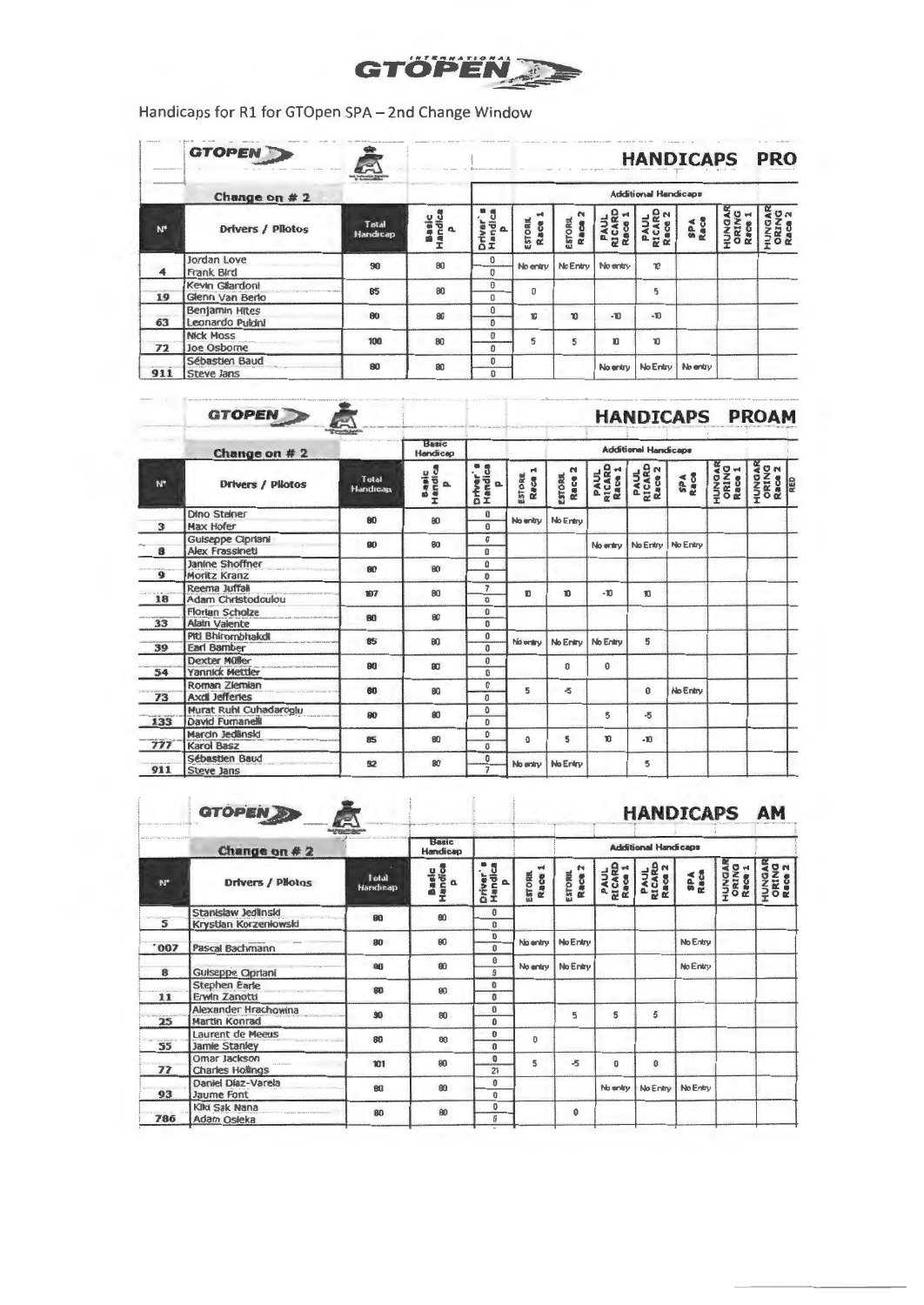Handicaps for R1 for GTOpen SPA – 2nd Change Window

## HANDICAPS PRO

Change on # 2

| N° | Drivers / Pilotos | Total Handicap | Basic Handicap | Driver's Handicap | Additional Handicaps | | | | | | |
|---|---|---|---|---|---|---|---|---|---|---|---|
| | | | | | ESTORIL Race 1 | ESTORIL Race 2 | PAUL RICARD Race 1 | PAUL RICARD Race 2 | SPA Race | HUNGARORING Race 1 | HUNGARORING Race 2 |
| 4 | Jordan Love / Frank Bird | 90 | 80 | 0 / 0 | No entry | No Entry | No entry | 10 | | | |
| 19 | Kevin Giardoni / Glenn Van Berlo | 85 | 80 | 0 / 0 | 0 | | | 5 | | | |
| 63 | Benjamin Hites / Leonardo Pulcini | 80 | 80 | 0 / 0 | 10 | 10 | -10 | -10 | | | |
| 72 | Nick Moss / Joe Osborne | 100 | 80 | 0 / 0 | 5 | 5 | 10 | 10 | | | |
| 911 | Sébastien Baud / Steve Jans | 80 | 80 | 0 / 0 | | | No entry | No Entry | No entry | | |

## HANDICAPS PROAM

Change on # 2

| N° | Drivers / Pilotos | Total Handicap | Basic Handicap | Driver's Handicap | Additional Handicaps | | | | | | |
|---|---|---|---|---|---|---|---|---|---|---|---|
| | | | | | ESTORIL Race 1 | ESTORIL Race 2 | PAUL RICARD Race 1 | PAUL RICARD Race 2 | SPA Race | HUNGARORING Race 1 | HUNGARORING Race 2 |
| 3 | Dino Steiner / Max Hofer | 80 | 80 | 0 / 0 | No entry | No Entry | | | | | |
| 8 | Guiseppe Cipriani / Alex Frassineti | 80 | 80 | 0 / 0 | | | No entry | No Entry | No Entry | | |
| 9 | Janine Shoffner / Moritz Kranz | 80 | 80 | 0 / 0 | | | | | | | |
| 18 | Reema Juffali / Adam Christodoulou | 107 | 80 | 7 / 0 | 10 | 10 | -10 | 10 | | | |
| 33 | Florian Scholze / Alain Valente | 80 | 80 | 0 / 0 | | | | | | | |
| 39 | Piti Bhirombhakdi / Earl Bamber | 85 | 80 | 0 / 0 | No entry | No Entry | No Entry | 5 | | | |
| 54 | Dexter Müller / Yannick Mettler | 80 | 80 | 0 / 0 | | 0 | 0 | | | | |
| 73 | Roman Ziemian / Axcil Jefferies | 80 | 80 | 0 / 0 | 5 | -5 | | 0 | No Entry | | |
| 133 | Murat Ruhi Cuhadaroglu / David Fumanelli | 80 | 80 | 0 / 0 | | | 5 | -5 | | | |
| 777 | Marcin Jedlinski / Karol Basz | 85 | 80 | 0 / 0 | 0 | 5 | 10 | -10 | | | |
| 911 | Sébastien Baud / Steve Jans | 92 | 80 | 0 / 7 | No entry | No Entry | | 5 | | | |

## HANDICAPS AM

Change on # 2

| N° | Drivers / Pilotos | Total Handicap | Basic Handicap | Driver's Handicap | Additional Handicaps | | | | | | |
|---|---|---|---|---|---|---|---|---|---|---|---|
| | | | | | ESTORIL Race 1 | ESTORIL Race 2 | PAUL RICARD Race 1 | PAUL RICARD Race 2 | SPA Race | HUNGARORING Race 1 | HUNGARORING Race 2 |
| 5 | Stanislaw Jedlinski / Krystian Korzeniowski | 80 | 80 | 0 / 0 | | | | | | | |
| 007 | Pascal Bachmann | 80 | 80 | 0 / 0 | No entry | No Entry | | | No Entry | | |
| 8 | Guiseppe Cipriani | 80 | 80 | 0 / 0 | No entry | No Entry | | | No Entry | | |
| 11 | Stephen Earle / Erwin Zanotti | 80 | 80 | 0 / 0 | | | | | | | |
| 25 | Alexander Hrachowina / Martin Konrad | 90 | 80 | 0 / 0 | | 5 | 5 | 5 | | | |
| 55 | Laurent de Meeus / Jamie Stanley | 80 | 80 | 0 / 0 | 0 | | | | | | |
| 77 | Omar Jackson / Charles Hollings | 101 | 80 | 0 / 21 | 5 | -5 | 0 | 0 | | | |
| 93 | Daniel Díaz-Varela / Jaume Font | 80 | 80 | 0 / 0 | | | No entry | No Entry | No Entry | | |
| 786 | Kiki Sak Nana / Adam Osieka | 80 | 80 | 0 / 0 | | 0 | | | | | |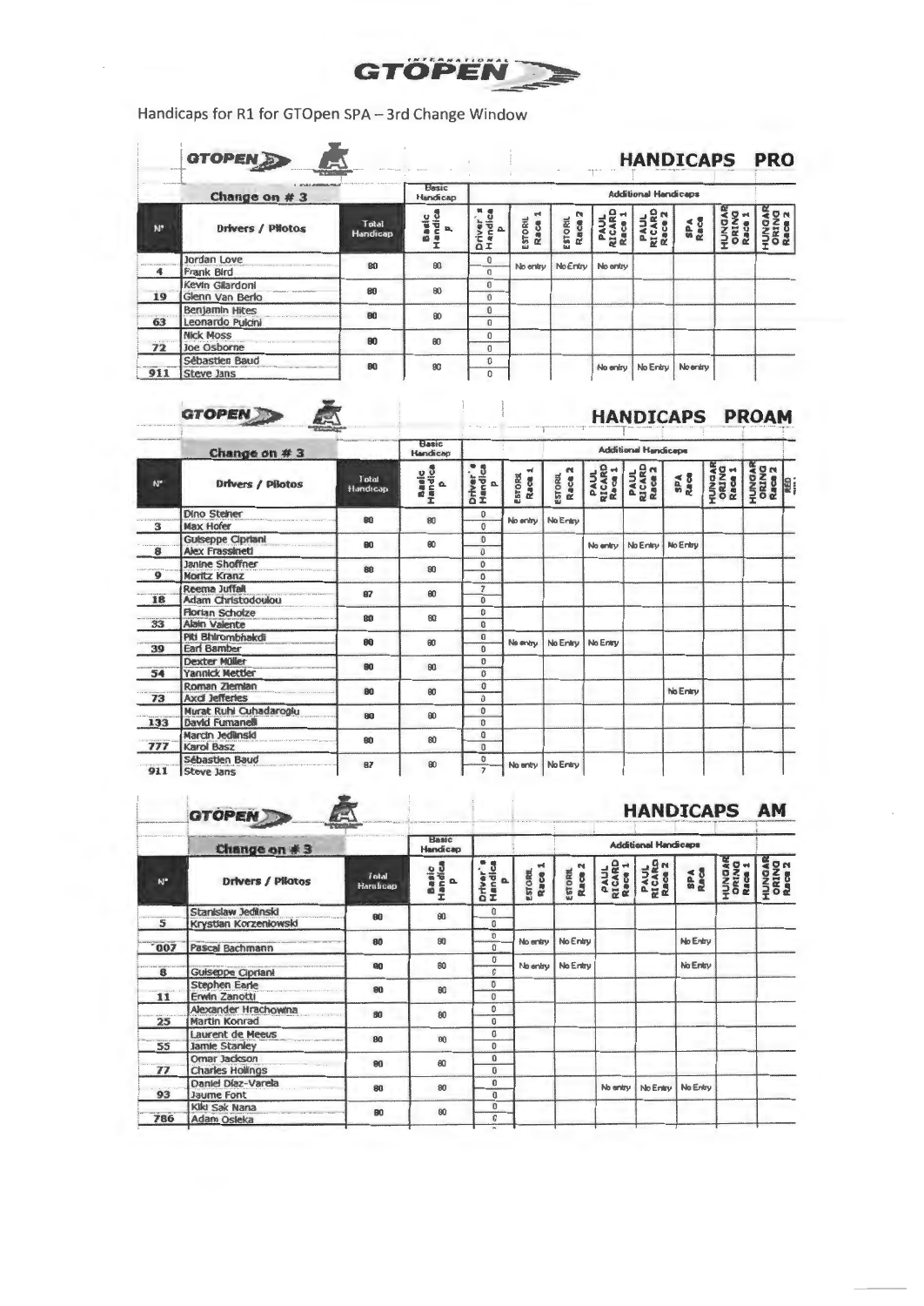Handicaps for R1 for GTOpen SPA – 3rd Change Window

## HANDICAPS PRO

Change on # 3

| N° | Drivers / Pilotos | Total Handicap | Basic Handicap | Additional Handicaps | | | | | | | |
|---|---|---|---|---|---|---|---|---|---|---|---|
| | | | Basic Handicap | Driver's Handicap | ESTORIL Race 1 | ESTORIL Race 2 | PAUL RICARD Race 1 | PAUL RICARD Race 2 | SPA Race | HUNGARORING Race 1 | HUNGARORING Race 2 |
| 4 | Jordan Love<br>Frank Bird | 80 | 80 | 0<br>0 | No entry | No Entry | No entry | | | | |
| 19 | Kevin Gilardoni<br>Glenn Van Berlo | 80 | 80 | 0<br>0 | | | | | | | |
| 63 | Benjamin Hites<br>Leonardo Pulcini | 80 | 80 | 0<br>0 | | | | | | | |
| 72 | Nick Moss<br>Joe Osborne | 80 | 80 | 0<br>0 | | | | | | | |
| 911 | Sébastien Baud<br>Steve Jans | 80 | 80 | 0<br>0 | | | No entry | No Entry | No entry | | |

## HANDICAPS PROAM

Change on # 3

| N° | Drivers / Pilotos | Total Handicap | Basic Handicap | Additional Handicaps | | | | | | | |
|---|---|---|---|---|---|---|---|---|---|---|---|
| | | | Basic Handicap | Driver's Handicap | ESTORIL Race 1 | ESTORIL Race 2 | PAUL RICARD Race 1 | PAUL RICARD Race 2 | SPA Race | HUNGARORING Race 1 | HUNGARORING Race 2 |
| 3 | Dino Steiner<br>Max Hofer | 80 | 80 | 0<br>0 | No entry | No Entry | | | | | |
| 8 | Guiseppe Cipriani<br>Alex Frassineti | 80 | 80 | 0<br>0 | | | No entry | No Entry | No Entry | | |
| 9 | Janine Shoffner<br>Moritz Kranz | 80 | 80 | 0<br>0 | | | | | | | |
| 18 | Reema Juffali<br>Adam Christodoulou | 87 | 80 | 7<br>0 | | | | | | | |
| 33 | Florian Scholze<br>Alain Valente | 80 | 80 | 0<br>0 | | | | | | | |
| 39 | Piti Bhirombhakdi<br>Earl Bamber | 80 | 80 | 0<br>0 | No entry | No Entry | No Entry | | | | |
| 54 | Dexter Müller<br>Yannick Mettler | 80 | 80 | 0<br>0 | | | | | | | |
| 73 | Roman Ziemian<br>Axel Jefferies | 80 | 80 | 0<br>0 | | | | | No Entry | | |
| 133 | Murat Ruhi Cuhadaroglu<br>David Fumanelli | 80 | 80 | 0<br>0 | | | | | | | |
| 777 | Marcin Jedlinski<br>Karol Basz | 80 | 80 | 0<br>0 | | | | | | | |
| 911 | Sébastien Baud<br>Steve Jans | 87 | 80 | 0<br>7 | No entry | No Entry | | | | | |

## HANDICAPS AM

Change on # 3

| N° | Drivers / Pilotos | Total Handicap | Basic Handicap | Additional Handicaps | | | | | | | |
|---|---|---|---|---|---|---|---|---|---|---|---|
| | | | Basic Handicap | Driver's Handicap | ESTORIL Race 1 | ESTORIL Race 2 | PAUL RICARD Race 1 | PAUL RICARD Race 2 | SPA Race | HUNGARORING Race 1 | HUNGARORING Race 2 |
| 5 | Stanislaw Jedlinski<br>Krystian Korzeniowski | 80 | 80 | 0<br>0 | | | | | | | |
| 007 | Pascal Bachmann | 80 | 80 | 0<br>0 | No entry | No Entry | | | No Entry | | |
| 8 | Guiseppe Cipriani | 80 | 80 | 0<br>0 | No entry | No Entry | | | No Entry | | |
| 11 | Stephen Earle<br>Erwin Zanotti | 80 | 80 | 0<br>0 | | | | | | | |
| 25 | Alexander Hrachowina<br>Martin Konrad | 80 | 80 | 0<br>0 | | | | | | | |
| 55 | Laurent de Meeus<br>Jamie Stanley | 80 | 80 | 0<br>0 | | | | | | | |
| 77 | Omar Jackson<br>Charles Hollings | 80 | 80 | 0<br>0 | | | | | | | |
| 93 | Daniel Díaz-Varela<br>Jaume Font | 80 | 80 | 0<br>0 | | | No entry | No Entry | No Entry | | |
| 786 | Kiki Sak Nana<br>Adam Osieka | 80 | 80 | 0<br>0 | | | | | | | |